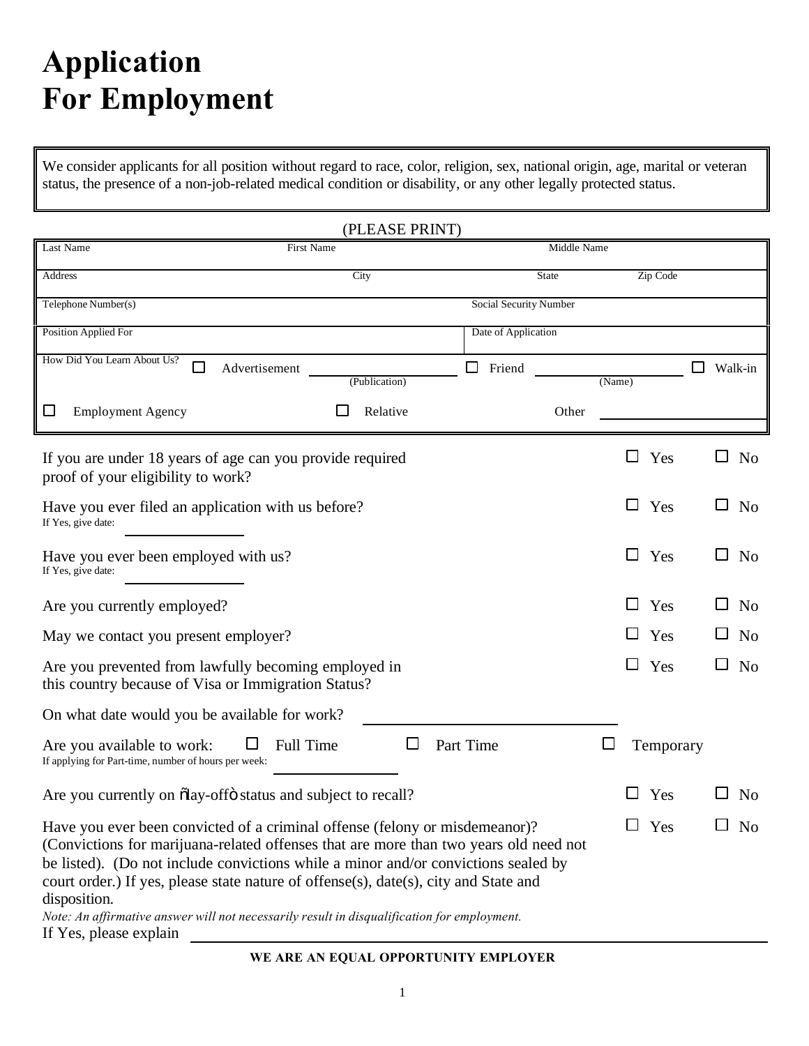# Application For Employment

We consider applicants for all position without regard to race, color, religion, sex, national origin, age, marital or veteran status, the presence of a non-job-related medical condition or disability, or any other legally protected status.

(PLEASE PRINT)

| Last Name | First Name | Middle Name | |
|---|---|---|---|
| Address | City | State | Zip Code |
| Telephone Number(s) | | Social Security Number | |
| Position Applied For | | Date of Application | |

How Did You Learn About Us? ☐ Advertisement \_\_\_\_\_\_\_\_\_\_ (Publication) ☐ Friend \_\_\_\_\_\_\_\_\_\_ (Name) ☐ Walk-in

☐ Employment Agency ☐ Relative Other \_\_\_\_\_\_\_\_\_\_

If you are under 18 years of age can you provide required proof of your eligibility to work? ☐ Yes ☐ No

Have you ever filed an application with us before? ☐ Yes ☐ No
If Yes, give date: \_\_\_\_\_\_\_\_\_\_

Have you ever been employed with us? ☐ Yes ☐ No
If Yes, give date: \_\_\_\_\_\_\_\_\_\_

Are you currently employed? ☐ Yes ☐ No

May we contact you present employer? ☐ Yes ☐ No

Are you prevented from lawfully becoming employed in this country because of Visa or Immigration Status? ☐ Yes ☐ No

On what date would you be available for work? \_\_\_\_\_\_\_\_\_\_

Are you available to work: ☐ Full Time ☐ Part Time ☐ Temporary
If applying for Part-time, number of hours per week: \_\_\_\_\_\_\_\_\_\_

Are you currently on "lay-off" status and subject to recall? ☐ Yes ☐ No

Have you ever been convicted of a criminal offense (felony or misdemeanor)? (Convictions for marijuana-related offenses that are more than two years old need not be listed). (Do not include convictions while a minor and/or convictions sealed by court order.) If yes, please state nature of offense(s), date(s), city and State and disposition. ☐ Yes ☐ No

*Note: An affirmative answer will not necessarily result in disqualification for employment.*

If Yes, please explain \_\_\_\_\_\_\_\_\_\_

**WE ARE AN EQUAL OPPORTUNITY EMPLOYER**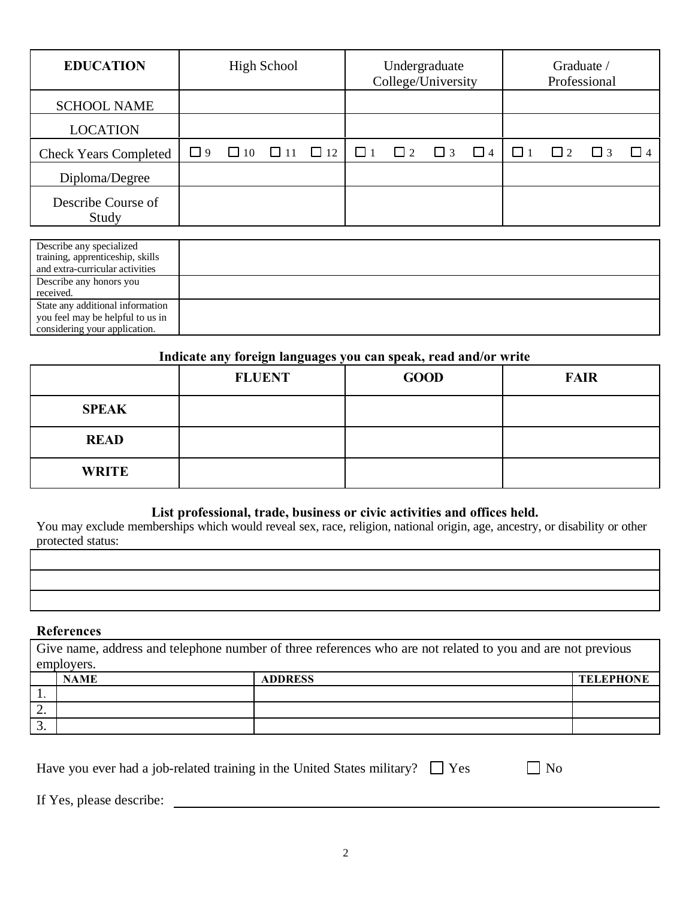| EDUCATION | High School | Undergraduate College/University | Graduate / Professional |
|---|---|---|---|
| SCHOOL NAME | | | |
| LOCATION | | | |
| Check Years Completed | ☐ 9 ☐ 10 ☐ 11 ☐ 12 | ☐ 1 ☐ 2 ☐ 3 ☐ 4 | ☐ 1 ☐ 2 ☐ 3 ☐ 4 |
| Diploma/Degree | | | |
| Describe Course of Study | | | |

| | |
|---|---|
| Describe any specialized training, apprenticeship, skills and extra-curricular activities | |
| Describe any honors you received. | |
| State any additional information you feel may be helpful to us in considering your application. | |

**Indicate any foreign languages you can speak, read and/or write**

| | FLUENT | GOOD | FAIR |
|---|---|---|---|
| **SPEAK** | | | |
| **READ** | | | |
| **WRITE** | | | |

**List professional, trade, business or civic activities and offices held.**

You may exclude memberships which would reveal sex, race, religion, national origin, age, ancestry, or disability or other protected status:

| |
|---|
| |
| |
| |

**References**

Give name, address and telephone number of three references who are not related to you and are not previous employers.

| | NAME | ADDRESS | TELEPHONE |
|---|---|---|---|
| 1. | | | |
| 2. | | | |
| 3. | | | |

Have you ever had a job-related training in the United States military? ☐ Yes ☐ No

If Yes, please describe: ______________________________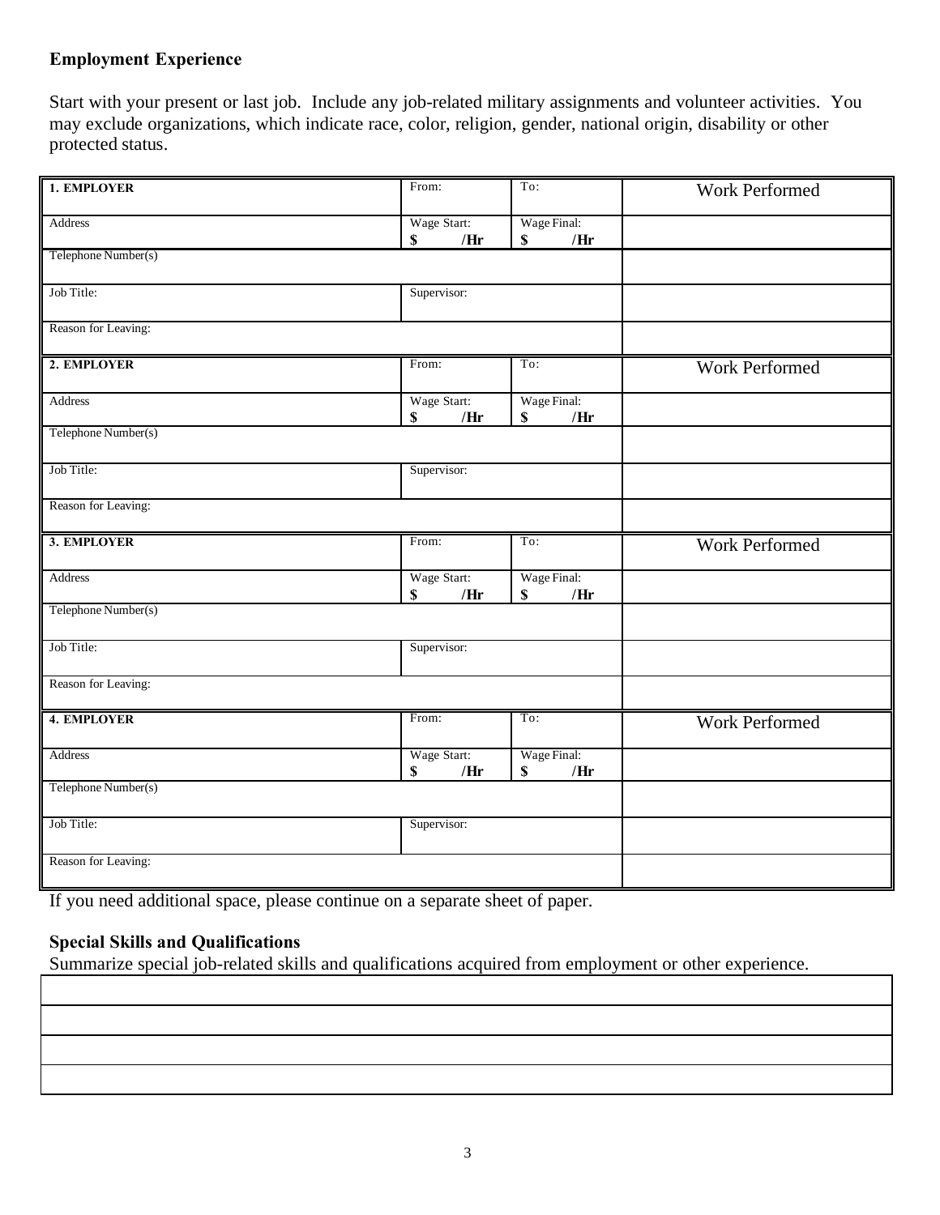**Employment Experience**

Start with your present or last job. Include any job-related military assignments and volunteer activities. You may exclude organizations, which indicate race, color, religion, gender, national origin, disability or other protected status.

| **1. EMPLOYER** | From: | To: | Work Performed |
|---|---|---|---|
| Address | Wage Start: **$ /Hr** | Wage Final: **$ /Hr** | |
| Telephone Number(s) | | | |
| Job Title: | Supervisor: | | |
| Reason for Leaving: | | | |
| **2. EMPLOYER** | From: | To: | Work Performed |
| Address | Wage Start: **$ /Hr** | Wage Final: **$ /Hr** | |
| Telephone Number(s) | | | |
| Job Title: | Supervisor: | | |
| Reason for Leaving: | | | |
| **3. EMPLOYER** | From: | To: | Work Performed |
| Address | Wage Start: **$ /Hr** | Wage Final: **$ /Hr** | |
| Telephone Number(s) | | | |
| Job Title: | Supervisor: | | |
| Reason for Leaving: | | | |
| **4. EMPLOYER** | From: | To: | Work Performed |
| Address | Wage Start: **$ /Hr** | Wage Final: **$ /Hr** | |
| Telephone Number(s) | | | |
| Job Title: | Supervisor: | | |
| Reason for Leaving: | | | |

If you need additional space, please continue on a separate sheet of paper.

**Special Skills and Qualifications**

Summarize special job-related skills and qualifications acquired from employment or other experience.

| |
|---|
| |
| |
| |
| |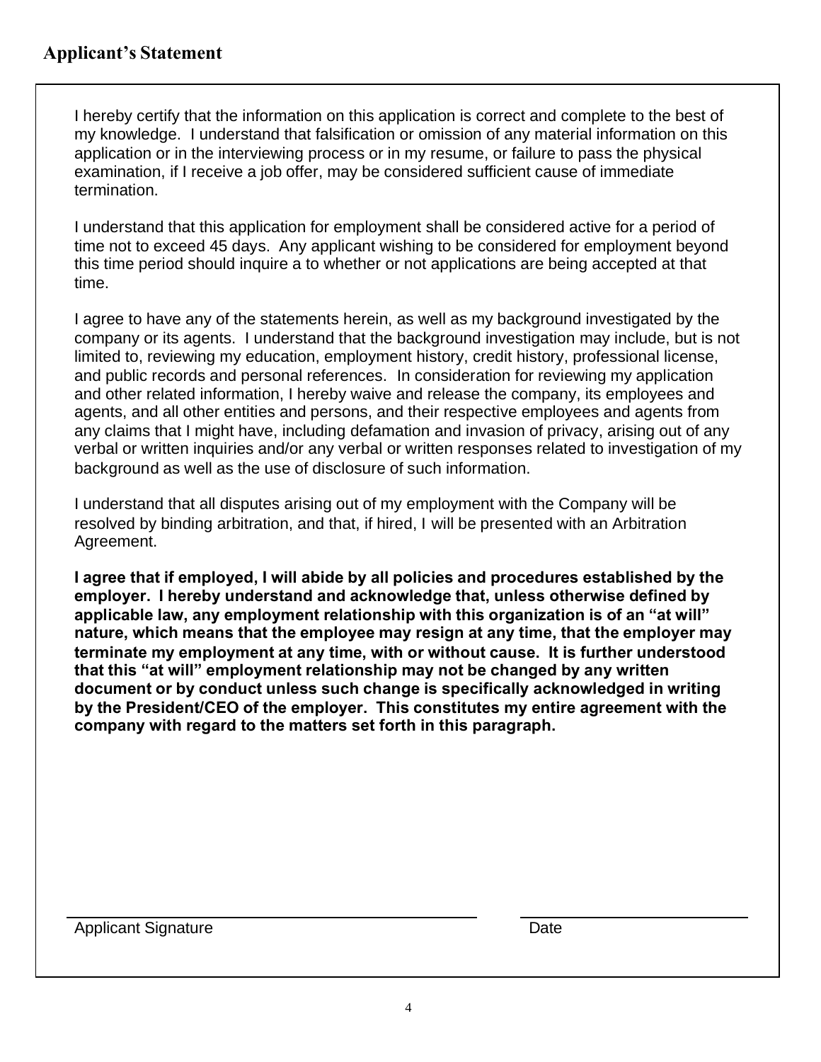## Applicant's Statement

I hereby certify that the information on this application is correct and complete to the best of my knowledge. I understand that falsification or omission of any material information on this application or in the interviewing process or in my resume, or failure to pass the physical examination, if I receive a job offer, may be considered sufficient cause of immediate termination.

I understand that this application for employment shall be considered active for a period of time not to exceed 45 days. Any applicant wishing to be considered for employment beyond this time period should inquire a to whether or not applications are being accepted at that time.

I agree to have any of the statements herein, as well as my background investigated by the company or its agents. I understand that the background investigation may include, but is not limited to, reviewing my education, employment history, credit history, professional license, and public records and personal references. In consideration for reviewing my application and other related information, I hereby waive and release the company, its employees and agents, and all other entities and persons, and their respective employees and agents from any claims that I might have, including defamation and invasion of privacy, arising out of any verbal or written inquiries and/or any verbal or written responses related to investigation of my background as well as the use of disclosure of such information.

I understand that all disputes arising out of my employment with the Company will be resolved by binding arbitration, and that, if hired, I will be presented with an Arbitration Agreement.

**I agree that if employed, I will abide by all policies and procedures established by the employer. I hereby understand and acknowledge that, unless otherwise defined by applicable law, any employment relationship with this organization is of an "at will" nature, which means that the employee may resign at any time, that the employer may terminate my employment at any time, with or without cause. It is further understood that this "at will" employment relationship may not be changed by any written document or by conduct unless such change is specifically acknowledged in writing by the President/CEO of the employer. This constitutes my entire agreement with the company with regard to the matters set forth in this paragraph.**

Applicant Signature ______________________________ Date ______________